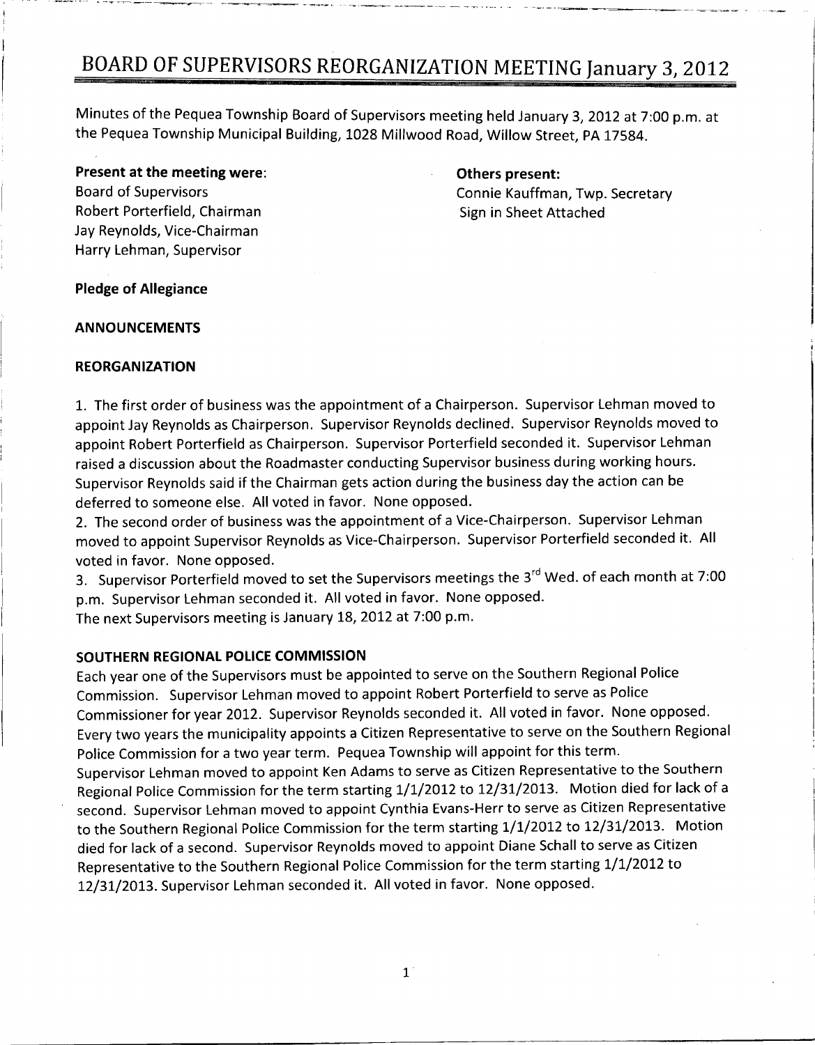# BOARD OF SUPERVISORS REORGANIZATION MEETING January 3, 2012

Minutes of the Pequea Township Board of Supervisors meeting held January 3, 2012 at 7:00 p.m. at the Pequea Township Municipal Building, 1028 Millwood Road, Willow Street, PA 17584.

**Present at the meeting were**:
Board of Supervisors
Robert Porterfield, Chairman
Jay Reynolds, Vice-Chairman
Harry Lehman, Supervisor

**Others present:**
Connie Kauffman, Twp. Secretary
Sign in Sheet Attached

**Pledge of Allegiance**

**ANNOUNCEMENTS**

**REORGANIZATION**

1. The first order of business was the appointment of a Chairperson. Supervisor Lehman moved to appoint Jay Reynolds as Chairperson. Supervisor Reynolds declined. Supervisor Reynolds moved to appoint Robert Porterfield as Chairperson. Supervisor Porterfield seconded it. Supervisor Lehman raised a discussion about the Roadmaster conducting Supervisor business during working hours. Supervisor Reynolds said if the Chairman gets action during the business day the action can be deferred to someone else. All voted in favor. None opposed.
2. The second order of business was the appointment of a Vice-Chairperson. Supervisor Lehman moved to appoint Supervisor Reynolds as Vice-Chairperson. Supervisor Porterfield seconded it. All voted in favor. None opposed.
3. Supervisor Porterfield moved to set the Supervisors meetings the 3rd Wed. of each month at 7:00 p.m. Supervisor Lehman seconded it. All voted in favor. None opposed.

The next Supervisors meeting is January 18, 2012 at 7:00 p.m.

**SOUTHERN REGIONAL POLICE COMMISSION**

Each year one of the Supervisors must be appointed to serve on the Southern Regional Police Commission. Supervisor Lehman moved to appoint Robert Porterfield to serve as Police Commissioner for year 2012. Supervisor Reynolds seconded it. All voted in favor. None opposed. Every two years the municipality appoints a Citizen Representative to serve on the Southern Regional Police Commission for a two year term. Pequea Township will appoint for this term.

Supervisor Lehman moved to appoint Ken Adams to serve as Citizen Representative to the Southern Regional Police Commission for the term starting 1/1/2012 to 12/31/2013. Motion died for lack of a second. Supervisor Lehman moved to appoint Cynthia Evans-Herr to serve as Citizen Representative to the Southern Regional Police Commission for the term starting 1/1/2012 to 12/31/2013. Motion died for lack of a second. Supervisor Reynolds moved to appoint Diane Schall to serve as Citizen Representative to the Southern Regional Police Commission for the term starting 1/1/2012 to 12/31/2013. Supervisor Lehman seconded it. All voted in favor. None opposed.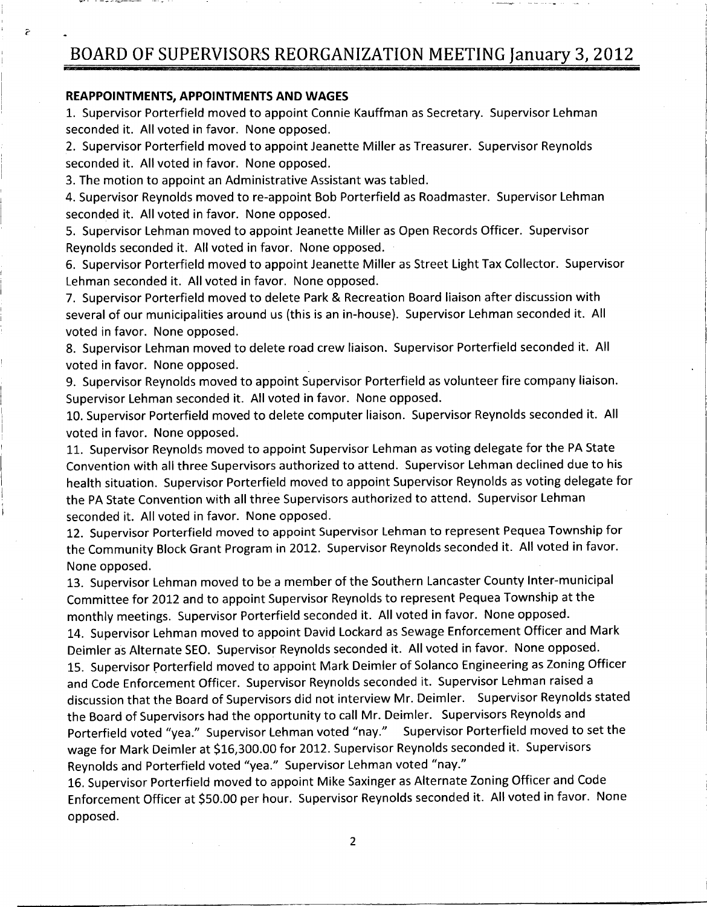# BOARD OF SUPERVISORS REORGANIZATION MEETING January 3, 2012

**REAPPOINTMENTS, APPOINTMENTS AND WAGES**

1. Supervisor Porterfield moved to appoint Connie Kauffman as Secretary. Supervisor Lehman seconded it. All voted in favor. None opposed.
2. Supervisor Porterfield moved to appoint Jeanette Miller as Treasurer. Supervisor Reynolds seconded it. All voted in favor. None opposed.
3. The motion to appoint an Administrative Assistant was tabled.
4. Supervisor Reynolds moved to re-appoint Bob Porterfield as Roadmaster. Supervisor Lehman seconded it. All voted in favor. None opposed.
5. Supervisor Lehman moved to appoint Jeanette Miller as Open Records Officer. Supervisor Reynolds seconded it. All voted in favor. None opposed.
6. Supervisor Porterfield moved to appoint Jeanette Miller as Street Light Tax Collector. Supervisor Lehman seconded it. All voted in favor. None opposed.
7. Supervisor Porterfield moved to delete Park & Recreation Board liaison after discussion with several of our municipalities around us (this is an in-house). Supervisor Lehman seconded it. All voted in favor. None opposed.
8. Supervisor Lehman moved to delete road crew liaison. Supervisor Porterfield seconded it. All voted in favor. None opposed.
9. Supervisor Reynolds moved to appoint Supervisor Porterfield as volunteer fire company liaison. Supervisor Lehman seconded it. All voted in favor. None opposed.
10. Supervisor Porterfield moved to delete computer liaison. Supervisor Reynolds seconded it. All voted in favor. None opposed.
11. Supervisor Reynolds moved to appoint Supervisor Lehman as voting delegate for the PA State Convention with all three Supervisors authorized to attend. Supervisor Lehman declined due to his health situation. Supervisor Porterfield moved to appoint Supervisor Reynolds as voting delegate for the PA State Convention with all three Supervisors authorized to attend. Supervisor Lehman seconded it. All voted in favor. None opposed.
12. Supervisor Porterfield moved to appoint Supervisor Lehman to represent Pequea Township for the Community Block Grant Program in 2012. Supervisor Reynolds seconded it. All voted in favor. None opposed.
13. Supervisor Lehman moved to be a member of the Southern Lancaster County Inter-municipal Committee for 2012 and to appoint Supervisor Reynolds to represent Pequea Township at the monthly meetings. Supervisor Porterfield seconded it. All voted in favor. None opposed.
14. Supervisor Lehman moved to appoint David Lockard as Sewage Enforcement Officer and Mark Deimler as Alternate SEO. Supervisor Reynolds seconded it. All voted in favor. None opposed.
15. Supervisor Porterfield moved to appoint Mark Deimler of Solanco Engineering as Zoning Officer and Code Enforcement Officer. Supervisor Reynolds seconded it. Supervisor Lehman raised a discussion that the Board of Supervisors did not interview Mr. Deimler. Supervisor Reynolds stated the Board of Supervisors had the opportunity to call Mr. Deimler. Supervisors Reynolds and Porterfield voted "yea." Supervisor Lehman voted "nay." Supervisor Porterfield moved to set the wage for Mark Deimler at $16,300.00 for 2012. Supervisor Reynolds seconded it. Supervisors Reynolds and Porterfield voted "yea." Supervisor Lehman voted "nay."
16. Supervisor Porterfield moved to appoint Mike Saxinger as Alternate Zoning Officer and Code Enforcement Officer at $50.00 per hour. Supervisor Reynolds seconded it. All voted in favor. None opposed.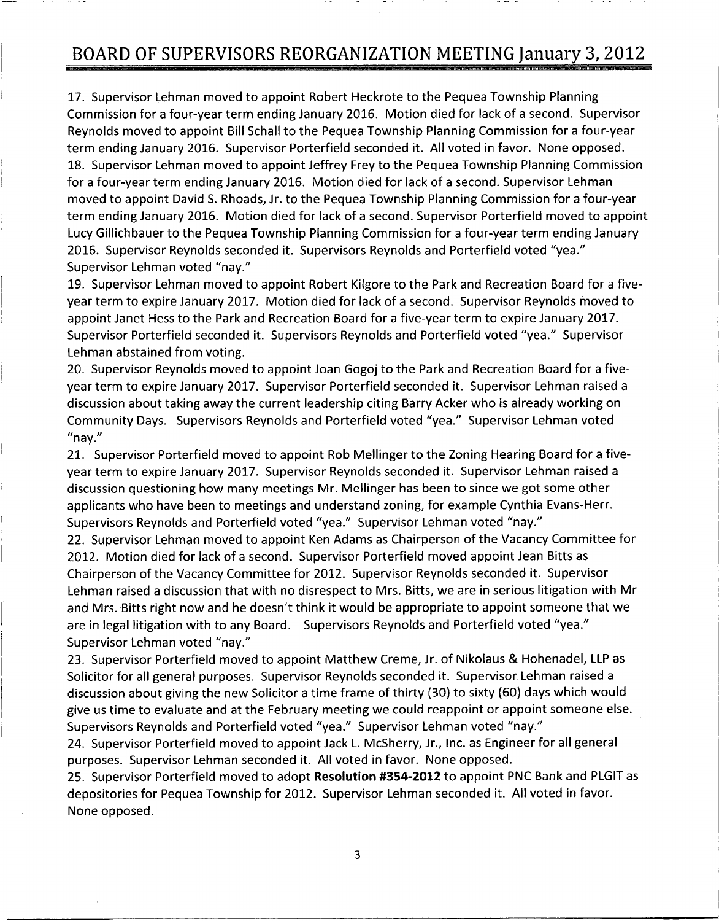# BOARD OF SUPERVISORS REORGANIZATION MEETING January 3, 2012

17. Supervisor Lehman moved to appoint Robert Heckrote to the Pequea Township Planning Commission for a four-year term ending January 2016. Motion died for lack of a second. Supervisor Reynolds moved to appoint Bill Schall to the Pequea Township Planning Commission for a four-year term ending January 2016. Supervisor Porterfield seconded it. All voted in favor. None opposed.

18. Supervisor Lehman moved to appoint Jeffrey Frey to the Pequea Township Planning Commission for a four-year term ending January 2016. Motion died for lack of a second. Supervisor Lehman moved to appoint David S. Rhoads, Jr. to the Pequea Township Planning Commission for a four-year term ending January 2016. Motion died for lack of a second. Supervisor Porterfield moved to appoint Lucy Gillichbauer to the Pequea Township Planning Commission for a four-year term ending January 2016. Supervisor Reynolds seconded it. Supervisors Reynolds and Porterfield voted "yea." Supervisor Lehman voted "nay."

19. Supervisor Lehman moved to appoint Robert Kilgore to the Park and Recreation Board for a five-year term to expire January 2017. Motion died for lack of a second. Supervisor Reynolds moved to appoint Janet Hess to the Park and Recreation Board for a five-year term to expire January 2017. Supervisor Porterfield seconded it. Supervisors Reynolds and Porterfield voted "yea." Supervisor Lehman abstained from voting.

20. Supervisor Reynolds moved to appoint Joan Gogoj to the Park and Recreation Board for a five-year term to expire January 2017. Supervisor Porterfield seconded it. Supervisor Lehman raised a discussion about taking away the current leadership citing Barry Acker who is already working on Community Days. Supervisors Reynolds and Porterfield voted "yea." Supervisor Lehman voted "nay."

21. Supervisor Porterfield moved to appoint Rob Mellinger to the Zoning Hearing Board for a five-year term to expire January 2017. Supervisor Reynolds seconded it. Supervisor Lehman raised a discussion questioning how many meetings Mr. Mellinger has been to since we got some other applicants who have been to meetings and understand zoning, for example Cynthia Evans-Herr. Supervisors Reynolds and Porterfield voted "yea." Supervisor Lehman voted "nay."

22. Supervisor Lehman moved to appoint Ken Adams as Chairperson of the Vacancy Committee for 2012. Motion died for lack of a second. Supervisor Porterfield moved appoint Jean Bitts as Chairperson of the Vacancy Committee for 2012. Supervisor Reynolds seconded it. Supervisor Lehman raised a discussion that with no disrespect to Mrs. Bitts, we are in serious litigation with Mr and Mrs. Bitts right now and he doesn't think it would be appropriate to appoint someone that we are in legal litigation with to any Board. Supervisors Reynolds and Porterfield voted "yea." Supervisor Lehman voted "nay."

23. Supervisor Porterfield moved to appoint Matthew Creme, Jr. of Nikolaus & Hohenadel, LLP as Solicitor for all general purposes. Supervisor Reynolds seconded it. Supervisor Lehman raised a discussion about giving the new Solicitor a time frame of thirty (30) to sixty (60) days which would give us time to evaluate and at the February meeting we could reappoint or appoint someone else. Supervisors Reynolds and Porterfield voted "yea." Supervisor Lehman voted "nay."

24. Supervisor Porterfield moved to appoint Jack L. McSherry, Jr., Inc. as Engineer for all general purposes. Supervisor Lehman seconded it. All voted in favor. None opposed.

25. Supervisor Porterfield moved to adopt **Resolution #354-2012** to appoint PNC Bank and PLGIT as depositories for Pequea Township for 2012. Supervisor Lehman seconded it. All voted in favor. None opposed.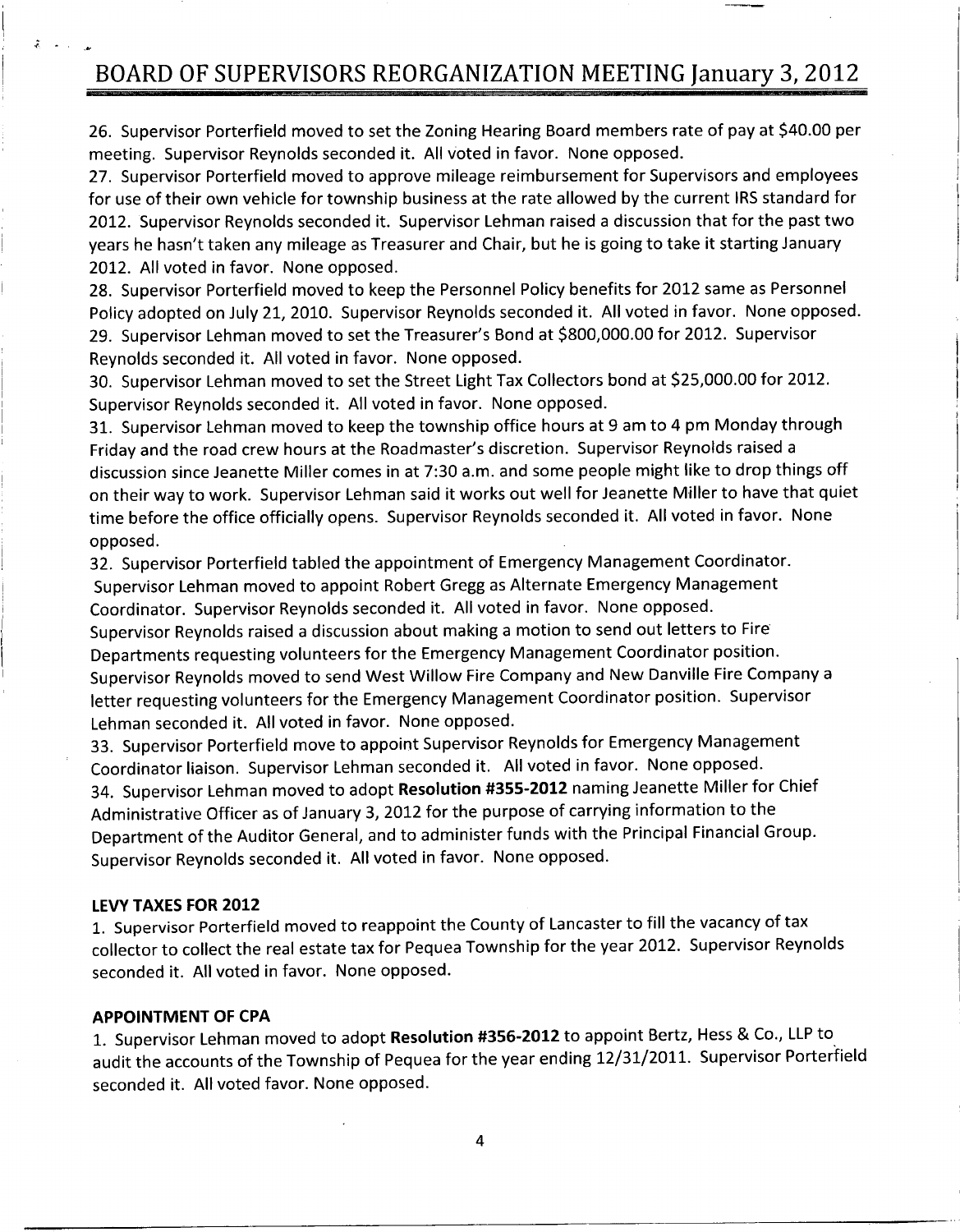# BOARD OF SUPERVISORS REORGANIZATION MEETING January 3, 2012

26. Supervisor Porterfield moved to set the Zoning Hearing Board members rate of pay at $40.00 per meeting. Supervisor Reynolds seconded it. All voted in favor. None opposed.
27. Supervisor Porterfield moved to approve mileage reimbursement for Supervisors and employees for use of their own vehicle for township business at the rate allowed by the current IRS standard for 2012. Supervisor Reynolds seconded it. Supervisor Lehman raised a discussion that for the past two years he hasn't taken any mileage as Treasurer and Chair, but he is going to take it starting January 2012. All voted in favor. None opposed.
28. Supervisor Porterfield moved to keep the Personnel Policy benefits for 2012 same as Personnel Policy adopted on July 21, 2010. Supervisor Reynolds seconded it. All voted in favor. None opposed.
29. Supervisor Lehman moved to set the Treasurer's Bond at $800,000.00 for 2012. Supervisor Reynolds seconded it. All voted in favor. None opposed.
30. Supervisor Lehman moved to set the Street Light Tax Collectors bond at $25,000.00 for 2012. Supervisor Reynolds seconded it. All voted in favor. None opposed.
31. Supervisor Lehman moved to keep the township office hours at 9 am to 4 pm Monday through Friday and the road crew hours at the Roadmaster's discretion. Supervisor Reynolds raised a discussion since Jeanette Miller comes in at 7:30 a.m. and some people might like to drop things off on their way to work. Supervisor Lehman said it works out well for Jeanette Miller to have that quiet time before the office officially opens. Supervisor Reynolds seconded it. All voted in favor. None opposed.
32. Supervisor Porterfield tabled the appointment of Emergency Management Coordinator. Supervisor Lehman moved to appoint Robert Gregg as Alternate Emergency Management Coordinator. Supervisor Reynolds seconded it. All voted in favor. None opposed. Supervisor Reynolds raised a discussion about making a motion to send out letters to Fire Departments requesting volunteers for the Emergency Management Coordinator position. Supervisor Reynolds moved to send West Willow Fire Company and New Danville Fire Company a letter requesting volunteers for the Emergency Management Coordinator position. Supervisor Lehman seconded it. All voted in favor. None opposed.
33. Supervisor Porterfield move to appoint Supervisor Reynolds for Emergency Management Coordinator liaison. Supervisor Lehman seconded it. All voted in favor. None opposed.
34. Supervisor Lehman moved to adopt **Resolution #355-2012** naming Jeanette Miller for Chief Administrative Officer as of January 3, 2012 for the purpose of carrying information to the Department of the Auditor General, and to administer funds with the Principal Financial Group. Supervisor Reynolds seconded it. All voted in favor. None opposed.

**LEVY TAXES FOR 2012**

1. Supervisor Porterfield moved to reappoint the County of Lancaster to fill the vacancy of tax collector to collect the real estate tax for Pequea Township for the year 2012. Supervisor Reynolds seconded it. All voted in favor. None opposed.

**APPOINTMENT OF CPA**

1. Supervisor Lehman moved to adopt **Resolution #356-2012** to appoint Bertz, Hess & Co., LLP to audit the accounts of the Township of Pequea for the year ending 12/31/2011. Supervisor Porterfield seconded it. All voted favor. None opposed.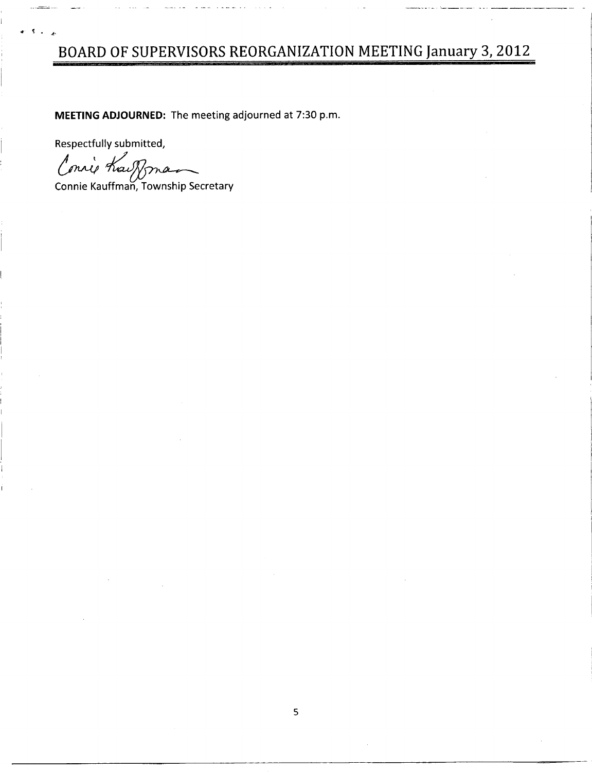# BOARD OF SUPERVISORS REORGANIZATION MEETING January 3, 2012

**MEETING ADJOURNED:** The meeting adjourned at 7:30 p.m.

Respectfully submitted,

Connie Kauffman

Connie Kauffman, Township Secretary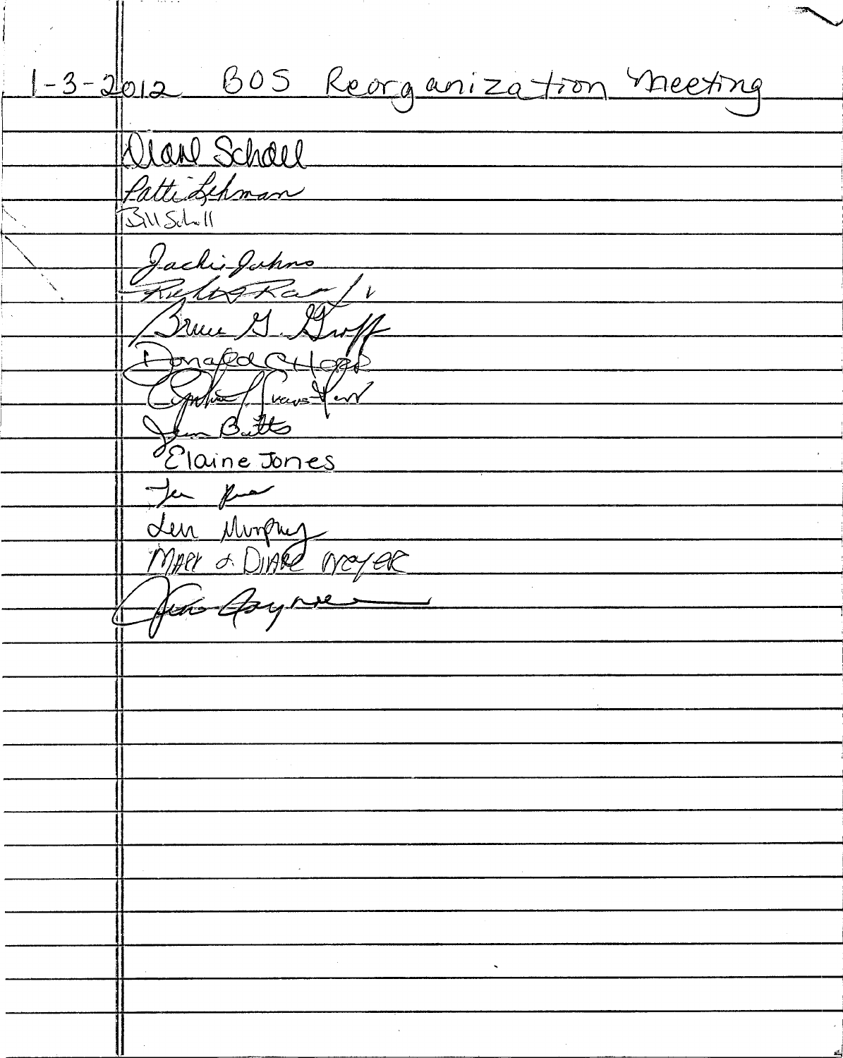1-3-2012 BOS Reorganization Meeting

Diane Schell
Pattie Lehman
Bill Schell
Jacki Johns
Richard Rau
Bruce G. Groff
Donald Hopp
Cynthia Traverse
Jim Betts
Elaine Jones
Len Murphy
MARK & DIANE MEYER